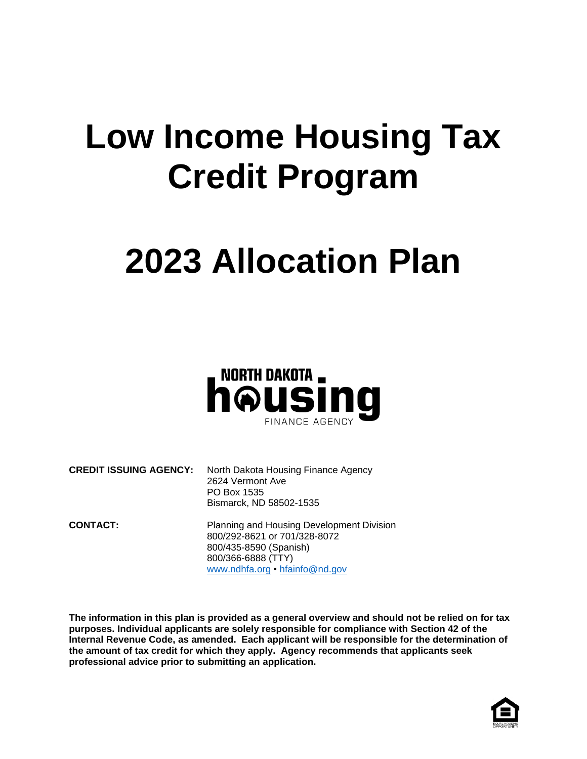# Low Income Housing Tax Credit Program

# 2023 Allocation Plan

NORTH DAKOTA housing FINANCE AGENCY

**CREDIT ISSUING AGENCY:** North Dakota Housing Finance Agency
2624 Vermont Ave
PO Box 1535
Bismarck, ND 58502-1535

**CONTACT:** Planning and Housing Development Division
800/292-8621 or 701/328-8072
800/435-8590 (Spanish)
800/366-6888 (TTY)
www.ndhfa.org • hfainfo@nd.gov

**The information in this plan is provided as a general overview and should not be relied on for tax purposes. Individual applicants are solely responsible for compliance with Section 42 of the Internal Revenue Code, as amended. Each applicant will be responsible for the determination of the amount of tax credit for which they apply. Agency recommends that applicants seek professional advice prior to submitting an application.**

EQUAL HOUSING OPPORTUNITY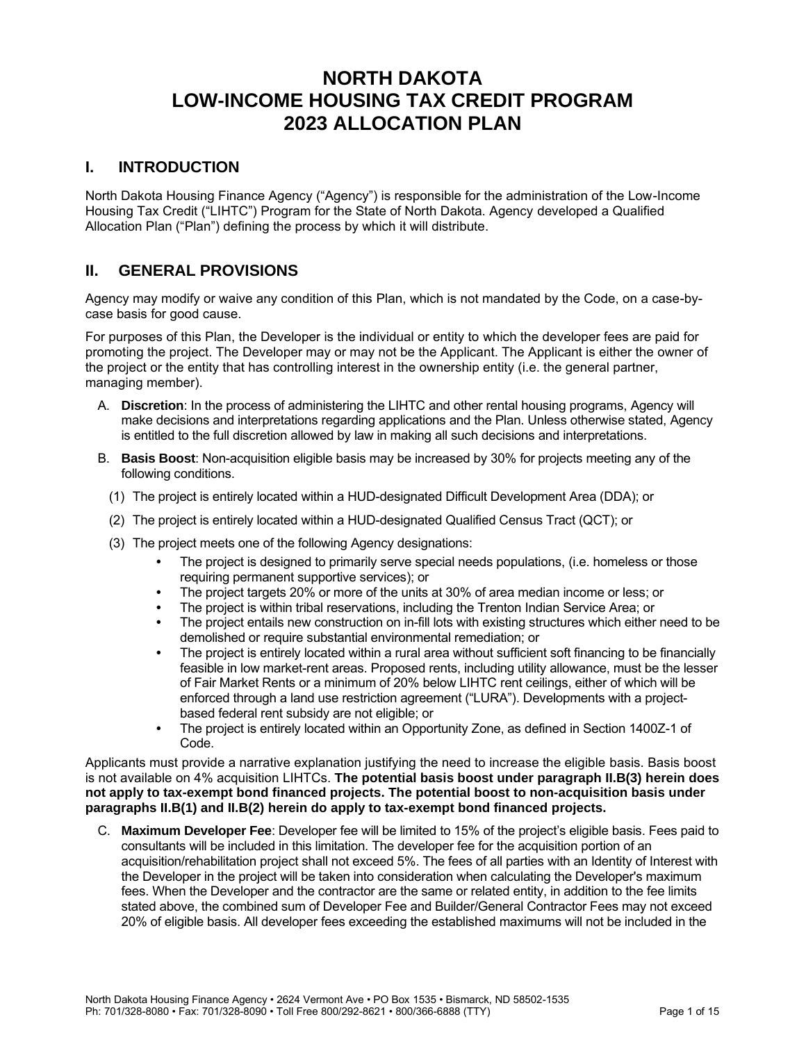# NORTH DAKOTA LOW-INCOME HOUSING TAX CREDIT PROGRAM 2023 ALLOCATION PLAN

## I. INTRODUCTION

North Dakota Housing Finance Agency ("Agency") is responsible for the administration of the Low-Income Housing Tax Credit ("LIHTC") Program for the State of North Dakota. Agency developed a Qualified Allocation Plan ("Plan") defining the process by which it will distribute.

## II. GENERAL PROVISIONS

Agency may modify or waive any condition of this Plan, which is not mandated by the Code, on a case-by-case basis for good cause.

For purposes of this Plan, the Developer is the individual or entity to which the developer fees are paid for promoting the project. The Developer may or may not be the Applicant. The Applicant is either the owner of the project or the entity that has controlling interest in the ownership entity (i.e. the general partner, managing member).

A. **Discretion**: In the process of administering the LIHTC and other rental housing programs, Agency will make decisions and interpretations regarding applications and the Plan. Unless otherwise stated, Agency is entitled to the full discretion allowed by law in making all such decisions and interpretations.

B. **Basis Boost**: Non-acquisition eligible basis may be increased by 30% for projects meeting any of the following conditions.

   (1) The project is entirely located within a HUD-designated Difficult Development Area (DDA); or

   (2) The project is entirely located within a HUD-designated Qualified Census Tract (QCT); or

   (3) The project meets one of the following Agency designations:
   - The project is designed to primarily serve special needs populations, (i.e. homeless or those requiring permanent supportive services); or
   - The project targets 20% or more of the units at 30% of area median income or less; or
   - The project is within tribal reservations, including the Trenton Indian Service Area; or
   - The project entails new construction on in-fill lots with existing structures which either need to be demolished or require substantial environmental remediation; or
   - The project is entirely located within a rural area without sufficient soft financing to be financially feasible in low market-rent areas. Proposed rents, including utility allowance, must be the lesser of Fair Market Rents or a minimum of 20% below LIHTC rent ceilings, either of which will be enforced through a land use restriction agreement ("LURA"). Developments with a project-based federal rent subsidy are not eligible; or
   - The project is entirely located within an Opportunity Zone, as defined in Section 1400Z-1 of Code.

Applicants must provide a narrative explanation justifying the need to increase the eligible basis. Basis boost is not available on 4% acquisition LIHTCs. **The potential basis boost under paragraph II.B(3) herein does not apply to tax-exempt bond financed projects. The potential boost to non-acquisition basis under paragraphs II.B(1) and II.B(2) herein do apply to tax-exempt bond financed projects.**

C. **Maximum Developer Fee**: Developer fee will be limited to 15% of the project's eligible basis. Fees paid to consultants will be included in this limitation. The developer fee for the acquisition portion of an acquisition/rehabilitation project shall not exceed 5%. The fees of all parties with an Identity of Interest with the Developer in the project will be taken into consideration when calculating the Developer's maximum fees. When the Developer and the contractor are the same or related entity, in addition to the fee limits stated above, the combined sum of Developer Fee and Builder/General Contractor Fees may not exceed 20% of eligible basis. All developer fees exceeding the established maximums will not be included in the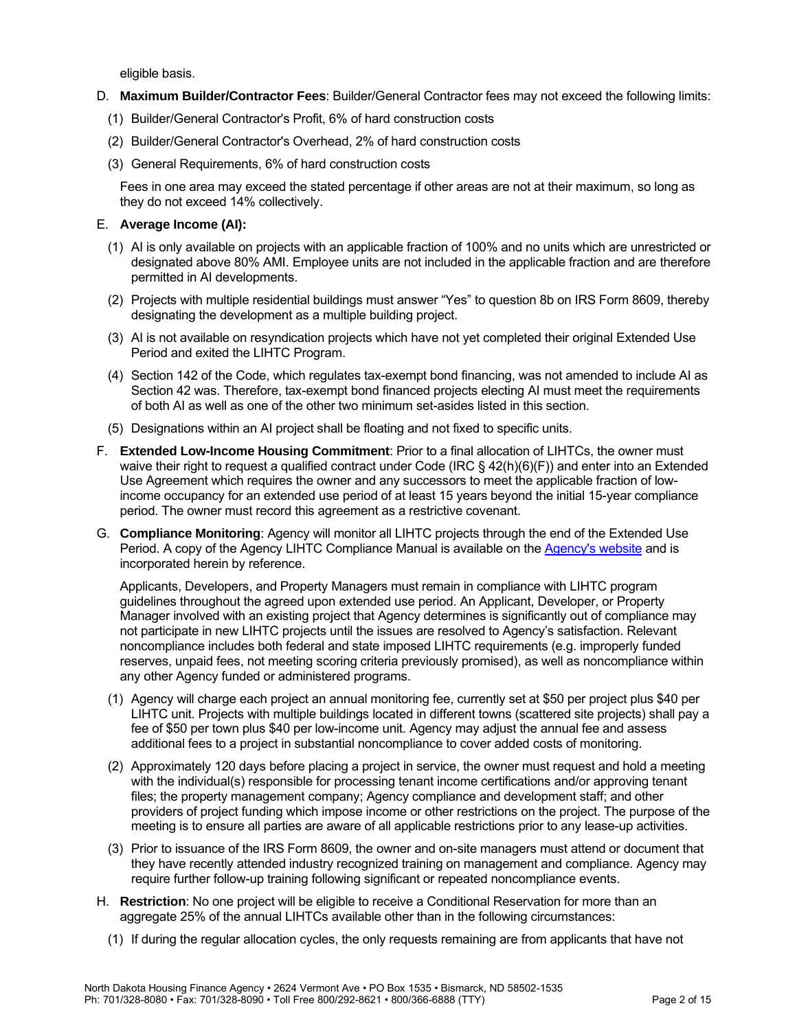eligible basis.

D. **Maximum Builder/Contractor Fees**: Builder/General Contractor fees may not exceed the following limits:

   (1) Builder/General Contractor's Profit, 6% of hard construction costs

   (2) Builder/General Contractor's Overhead, 2% of hard construction costs

   (3) General Requirements, 6% of hard construction costs

   Fees in one area may exceed the stated percentage if other areas are not at their maximum, so long as they do not exceed 14% collectively.

E. **Average Income (AI):**

   (1) AI is only available on projects with an applicable fraction of 100% and no units which are unrestricted or designated above 80% AMI. Employee units are not included in the applicable fraction and are therefore permitted in AI developments.

   (2) Projects with multiple residential buildings must answer "Yes" to question 8b on IRS Form 8609, thereby designating the development as a multiple building project.

   (3) AI is not available on resyndication projects which have not yet completed their original Extended Use Period and exited the LIHTC Program.

   (4) Section 142 of the Code, which regulates tax-exempt bond financing, was not amended to include AI as Section 42 was. Therefore, tax-exempt bond financed projects electing AI must meet the requirements of both AI as well as one of the other two minimum set-asides listed in this section.

   (5) Designations within an AI project shall be floating and not fixed to specific units.

F. **Extended Low-Income Housing Commitment**: Prior to a final allocation of LIHTCs, the owner must waive their right to request a qualified contract under Code (IRC § 42(h)(6)(F)) and enter into an Extended Use Agreement which requires the owner and any successors to meet the applicable fraction of low-income occupancy for an extended use period of at least 15 years beyond the initial 15-year compliance period. The owner must record this agreement as a restrictive covenant.

G. **Compliance Monitoring**: Agency will monitor all LIHTC projects through the end of the Extended Use Period. A copy of the Agency LIHTC Compliance Manual is available on the Agency's website and is incorporated herein by reference.

   Applicants, Developers, and Property Managers must remain in compliance with LIHTC program guidelines throughout the agreed upon extended use period. An Applicant, Developer, or Property Manager involved with an existing project that Agency determines is significantly out of compliance may not participate in new LIHTC projects until the issues are resolved to Agency's satisfaction. Relevant noncompliance includes both federal and state imposed LIHTC requirements (e.g. improperly funded reserves, unpaid fees, not meeting scoring criteria previously promised), as well as noncompliance within any other Agency funded or administered programs.

   (1) Agency will charge each project an annual monitoring fee, currently set at $50 per project plus $40 per LIHTC unit. Projects with multiple buildings located in different towns (scattered site projects) shall pay a fee of $50 per town plus $40 per low-income unit. Agency may adjust the annual fee and assess additional fees to a project in substantial noncompliance to cover added costs of monitoring.

   (2) Approximately 120 days before placing a project in service, the owner must request and hold a meeting with the individual(s) responsible for processing tenant income certifications and/or approving tenant files; the property management company; Agency compliance and development staff; and other providers of project funding which impose income or other restrictions on the project. The purpose of the meeting is to ensure all parties are aware of all applicable restrictions prior to any lease-up activities.

   (3) Prior to issuance of the IRS Form 8609, the owner and on-site managers must attend or document that they have recently attended industry recognized training on management and compliance. Agency may require further follow-up training following significant or repeated noncompliance events.

H. **Restriction**: No one project will be eligible to receive a Conditional Reservation for more than an aggregate 25% of the annual LIHTCs available other than in the following circumstances:

   (1) If during the regular allocation cycles, the only requests remaining are from applicants that have not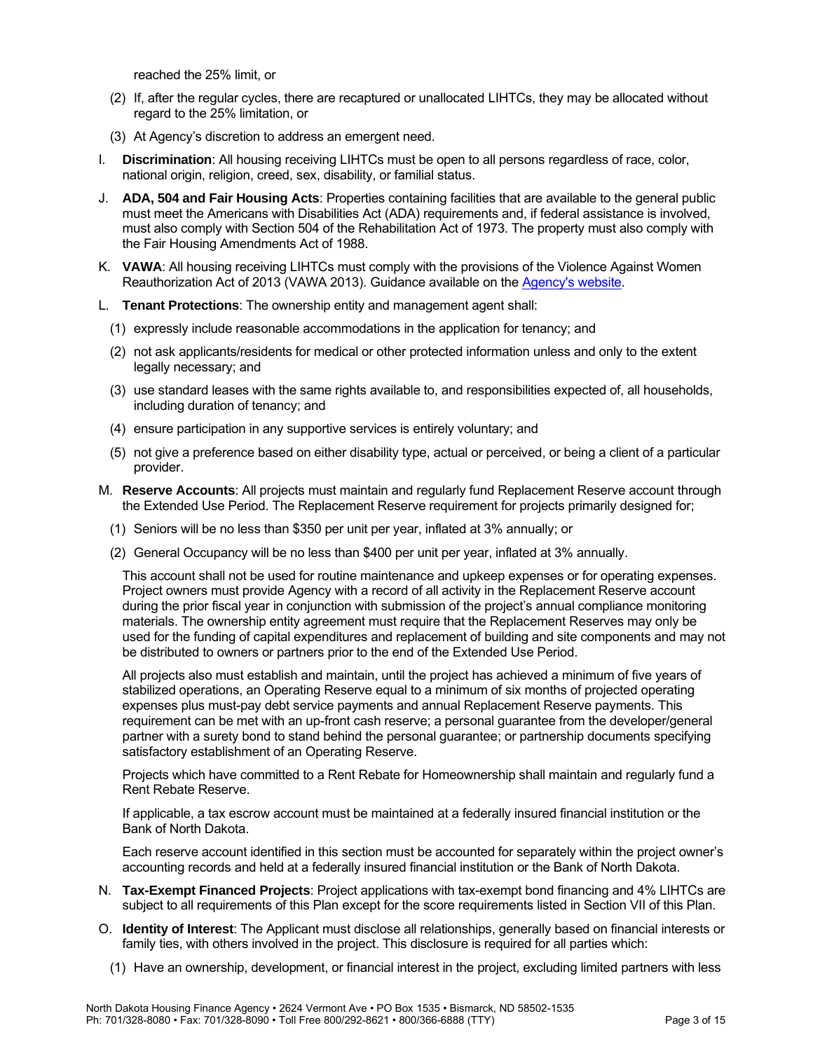reached the 25% limit, or

(2) If, after the regular cycles, there are recaptured or unallocated LIHTCs, they may be allocated without regard to the 25% limitation, or

(3) At Agency's discretion to address an emergent need.

I. **Discrimination**: All housing receiving LIHTCs must be open to all persons regardless of race, color, national origin, religion, creed, sex, disability, or familial status.

J. **ADA, 504 and Fair Housing Acts**: Properties containing facilities that are available to the general public must meet the Americans with Disabilities Act (ADA) requirements and, if federal assistance is involved, must also comply with Section 504 of the Rehabilitation Act of 1973. The property must also comply with the Fair Housing Amendments Act of 1988.

K. **VAWA**: All housing receiving LIHTCs must comply with the provisions of the Violence Against Women Reauthorization Act of 2013 (VAWA 2013). Guidance available on the Agency's website.

L. **Tenant Protections**: The ownership entity and management agent shall:

(1) expressly include reasonable accommodations in the application for tenancy; and

(2) not ask applicants/residents for medical or other protected information unless and only to the extent legally necessary; and

(3) use standard leases with the same rights available to, and responsibilities expected of, all households, including duration of tenancy; and

(4) ensure participation in any supportive services is entirely voluntary; and

(5) not give a preference based on either disability type, actual or perceived, or being a client of a particular provider.

M. **Reserve Accounts**: All projects must maintain and regularly fund Replacement Reserve account through the Extended Use Period. The Replacement Reserve requirement for projects primarily designed for;

(1) Seniors will be no less than $350 per unit per year, inflated at 3% annually; or

(2) General Occupancy will be no less than $400 per unit per year, inflated at 3% annually.

This account shall not be used for routine maintenance and upkeep expenses or for operating expenses. Project owners must provide Agency with a record of all activity in the Replacement Reserve account during the prior fiscal year in conjunction with submission of the project's annual compliance monitoring materials. The ownership entity agreement must require that the Replacement Reserves may only be used for the funding of capital expenditures and replacement of building and site components and may not be distributed to owners or partners prior to the end of the Extended Use Period.

All projects also must establish and maintain, until the project has achieved a minimum of five years of stabilized operations, an Operating Reserve equal to a minimum of six months of projected operating expenses plus must-pay debt service payments and annual Replacement Reserve payments. This requirement can be met with an up-front cash reserve; a personal guarantee from the developer/general partner with a surety bond to stand behind the personal guarantee; or partnership documents specifying satisfactory establishment of an Operating Reserve.

Projects which have committed to a Rent Rebate for Homeownership shall maintain and regularly fund a Rent Rebate Reserve.

If applicable, a tax escrow account must be maintained at a federally insured financial institution or the Bank of North Dakota.

Each reserve account identified in this section must be accounted for separately within the project owner's accounting records and held at a federally insured financial institution or the Bank of North Dakota.

N. **Tax-Exempt Financed Projects**: Project applications with tax-exempt bond financing and 4% LIHTCs are subject to all requirements of this Plan except for the score requirements listed in Section VII of this Plan.

O. **Identity of Interest**: The Applicant must disclose all relationships, generally based on financial interests or family ties, with others involved in the project. This disclosure is required for all parties which:

(1) Have an ownership, development, or financial interest in the project, excluding limited partners with less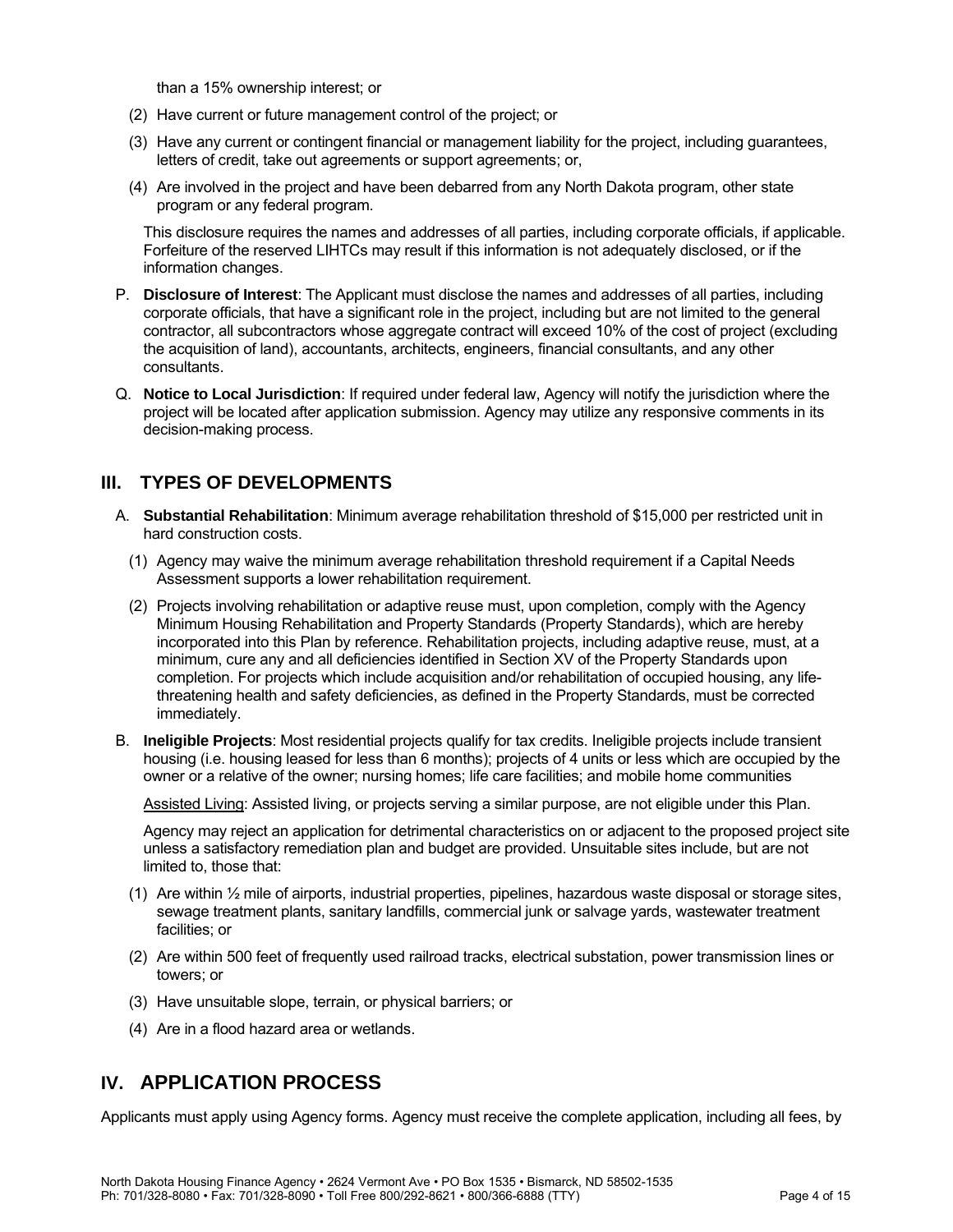than a 15% ownership interest; or

(2) Have current or future management control of the project; or

(3) Have any current or contingent financial or management liability for the project, including guarantees, letters of credit, take out agreements or support agreements; or,

(4) Are involved in the project and have been debarred from any North Dakota program, other state program or any federal program.

This disclosure requires the names and addresses of all parties, including corporate officials, if applicable. Forfeiture of the reserved LIHTCs may result if this information is not adequately disclosed, or if the information changes.

P. **Disclosure of Interest**: The Applicant must disclose the names and addresses of all parties, including corporate officials, that have a significant role in the project, including but are not limited to the general contractor, all subcontractors whose aggregate contract will exceed 10% of the cost of project (excluding the acquisition of land), accountants, architects, engineers, financial consultants, and any other consultants.

Q. **Notice to Local Jurisdiction**: If required under federal law, Agency will notify the jurisdiction where the project will be located after application submission. Agency may utilize any responsive comments in its decision-making process.

## III. TYPES OF DEVELOPMENTS

A. **Substantial Rehabilitation**: Minimum average rehabilitation threshold of $15,000 per restricted unit in hard construction costs.

(1) Agency may waive the minimum average rehabilitation threshold requirement if a Capital Needs Assessment supports a lower rehabilitation requirement.

(2) Projects involving rehabilitation or adaptive reuse must, upon completion, comply with the Agency Minimum Housing Rehabilitation and Property Standards (Property Standards), which are hereby incorporated into this Plan by reference. Rehabilitation projects, including adaptive reuse, must, at a minimum, cure any and all deficiencies identified in Section XV of the Property Standards upon completion. For projects which include acquisition and/or rehabilitation of occupied housing, any life-threatening health and safety deficiencies, as defined in the Property Standards, must be corrected immediately.

B. **Ineligible Projects**: Most residential projects qualify for tax credits. Ineligible projects include transient housing (i.e. housing leased for less than 6 months); projects of 4 units or less which are occupied by the owner or a relative of the owner; nursing homes; life care facilities; and mobile home communities

Assisted Living: Assisted living, or projects serving a similar purpose, are not eligible under this Plan.

Agency may reject an application for detrimental characteristics on or adjacent to the proposed project site unless a satisfactory remediation plan and budget are provided. Unsuitable sites include, but are not limited to, those that:

(1) Are within ½ mile of airports, industrial properties, pipelines, hazardous waste disposal or storage sites, sewage treatment plants, sanitary landfills, commercial junk or salvage yards, wastewater treatment facilities; or

(2) Are within 500 feet of frequently used railroad tracks, electrical substation, power transmission lines or towers; or

(3) Have unsuitable slope, terrain, or physical barriers; or

(4) Are in a flood hazard area or wetlands.

## IV. APPLICATION PROCESS

Applicants must apply using Agency forms. Agency must receive the complete application, including all fees, by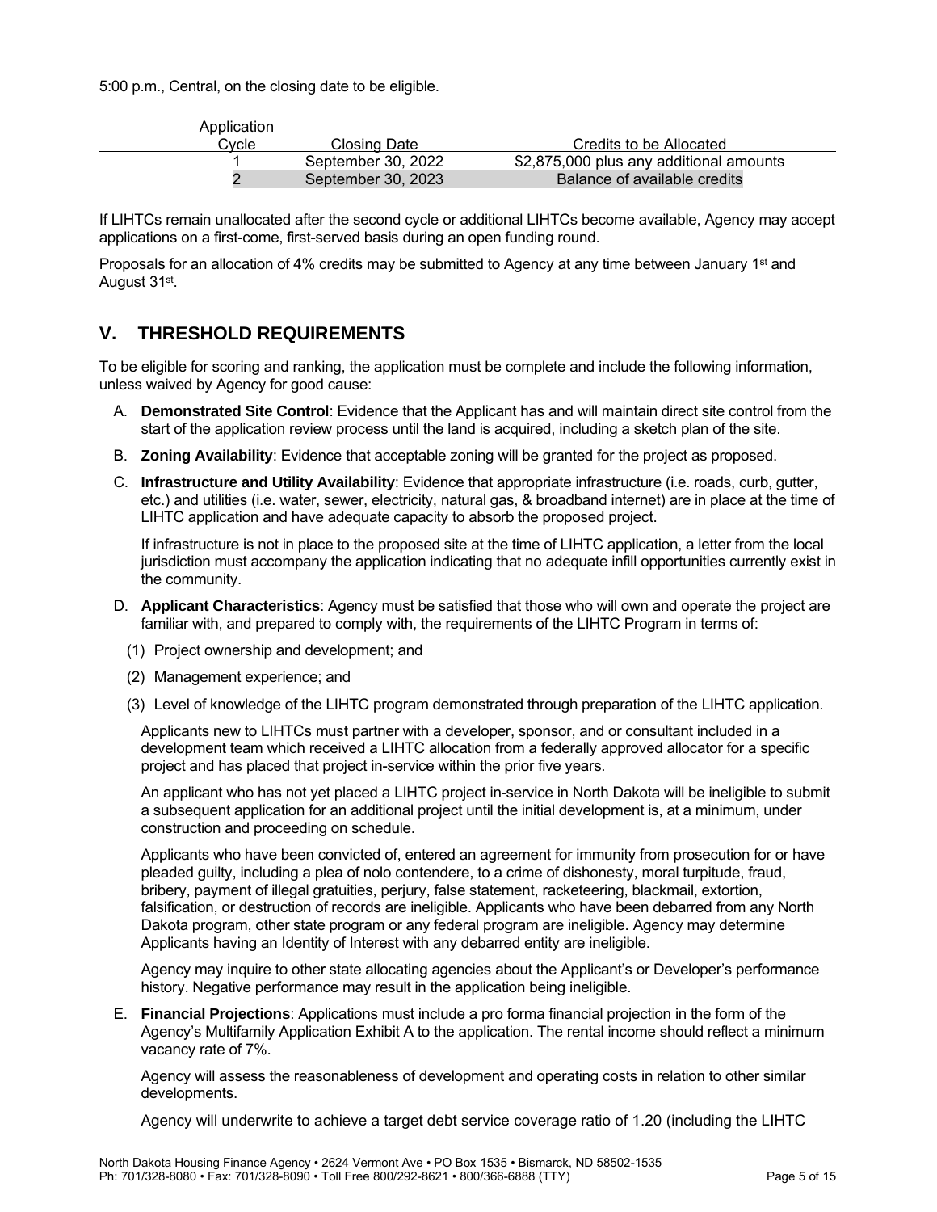5:00 p.m., Central, on the closing date to be eligible.

| Application Cycle | Closing Date | Credits to be Allocated |
|---|---|---|
| 1 | September 30, 2022 | $2,875,000 plus any additional amounts |
| 2 | September 30, 2023 | Balance of available credits |

If LIHTCs remain unallocated after the second cycle or additional LIHTCs become available, Agency may accept applications on a first-come, first-served basis during an open funding round.

Proposals for an allocation of 4% credits may be submitted to Agency at any time between January 1st and August 31st.

## V. THRESHOLD REQUIREMENTS

To be eligible for scoring and ranking, the application must be complete and include the following information, unless waived by Agency for good cause:

A. **Demonstrated Site Control**: Evidence that the Applicant has and will maintain direct site control from the start of the application review process until the land is acquired, including a sketch plan of the site.

B. **Zoning Availability**: Evidence that acceptable zoning will be granted for the project as proposed.

C. **Infrastructure and Utility Availability**: Evidence that appropriate infrastructure (i.e. roads, curb, gutter, etc.) and utilities (i.e. water, sewer, electricity, natural gas, & broadband internet) are in place at the time of LIHTC application and have adequate capacity to absorb the proposed project.

   If infrastructure is not in place to the proposed site at the time of LIHTC application, a letter from the local jurisdiction must accompany the application indicating that no adequate infill opportunities currently exist in the community.

D. **Applicant Characteristics**: Agency must be satisfied that those who will own and operate the project are familiar with, and prepared to comply with, the requirements of the LIHTC Program in terms of:

   (1) Project ownership and development; and

   (2) Management experience; and

   (3) Level of knowledge of the LIHTC program demonstrated through preparation of the LIHTC application.

   Applicants new to LIHTCs must partner with a developer, sponsor, and or consultant included in a development team which received a LIHTC allocation from a federally approved allocator for a specific project and has placed that project in-service within the prior five years.

   An applicant who has not yet placed a LIHTC project in-service in North Dakota will be ineligible to submit a subsequent application for an additional project until the initial development is, at a minimum, under construction and proceeding on schedule.

   Applicants who have been convicted of, entered an agreement for immunity from prosecution for or have pleaded guilty, including a plea of nolo contendere, to a crime of dishonesty, moral turpitude, fraud, bribery, payment of illegal gratuities, perjury, false statement, racketeering, blackmail, extortion, falsification, or destruction of records are ineligible. Applicants who have been debarred from any North Dakota program, other state program or any federal program are ineligible. Agency may determine Applicants having an Identity of Interest with any debarred entity are ineligible.

   Agency may inquire to other state allocating agencies about the Applicant's or Developer's performance history. Negative performance may result in the application being ineligible.

E. **Financial Projections**: Applications must include a pro forma financial projection in the form of the Agency's Multifamily Application Exhibit A to the application. The rental income should reflect a minimum vacancy rate of 7%.

   Agency will assess the reasonableness of development and operating costs in relation to other similar developments.

   Agency will underwrite to achieve a target debt service coverage ratio of 1.20 (including the LIHTC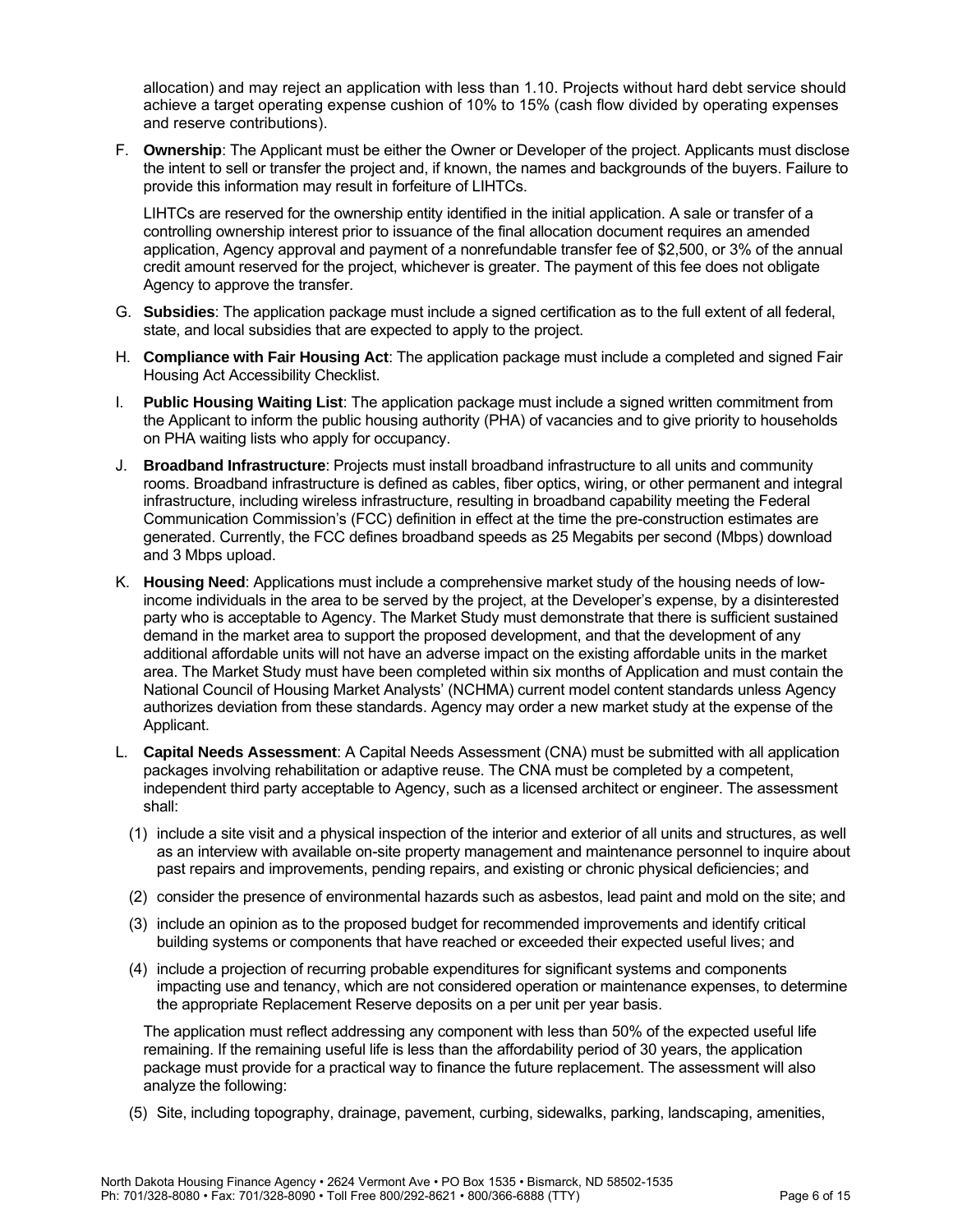allocation) and may reject an application with less than 1.10. Projects without hard debt service should achieve a target operating expense cushion of 10% to 15% (cash flow divided by operating expenses and reserve contributions).

F. **Ownership**: The Applicant must be either the Owner or Developer of the project. Applicants must disclose the intent to sell or transfer the project and, if known, the names and backgrounds of the buyers. Failure to provide this information may result in forfeiture of LIHTCs.

   LIHTCs are reserved for the ownership entity identified in the initial application. A sale or transfer of a controlling ownership interest prior to issuance of the final allocation document requires an amended application, Agency approval and payment of a nonrefundable transfer fee of $2,500, or 3% of the annual credit amount reserved for the project, whichever is greater. The payment of this fee does not obligate Agency to approve the transfer.

G. **Subsidies**: The application package must include a signed certification as to the full extent of all federal, state, and local subsidies that are expected to apply to the project.

H. **Compliance with Fair Housing Act**: The application package must include a completed and signed Fair Housing Act Accessibility Checklist.

I. **Public Housing Waiting List**: The application package must include a signed written commitment from the Applicant to inform the public housing authority (PHA) of vacancies and to give priority to households on PHA waiting lists who apply for occupancy.

J. **Broadband Infrastructure**: Projects must install broadband infrastructure to all units and community rooms. Broadband infrastructure is defined as cables, fiber optics, wiring, or other permanent and integral infrastructure, including wireless infrastructure, resulting in broadband capability meeting the Federal Communication Commission's (FCC) definition in effect at the time the pre-construction estimates are generated. Currently, the FCC defines broadband speeds as 25 Megabits per second (Mbps) download and 3 Mbps upload.

K. **Housing Need**: Applications must include a comprehensive market study of the housing needs of low-income individuals in the area to be served by the project, at the Developer's expense, by a disinterested party who is acceptable to Agency. The Market Study must demonstrate that there is sufficient sustained demand in the market area to support the proposed development, and that the development of any additional affordable units will not have an adverse impact on the existing affordable units in the market area. The Market Study must have been completed within six months of Application and must contain the National Council of Housing Market Analysts' (NCHMA) current model content standards unless Agency authorizes deviation from these standards. Agency may order a new market study at the expense of the Applicant.

L. **Capital Needs Assessment**: A Capital Needs Assessment (CNA) must be submitted with all application packages involving rehabilitation or adaptive reuse. The CNA must be completed by a competent, independent third party acceptable to Agency, such as a licensed architect or engineer. The assessment shall:

   (1) include a site visit and a physical inspection of the interior and exterior of all units and structures, as well as an interview with available on-site property management and maintenance personnel to inquire about past repairs and improvements, pending repairs, and existing or chronic physical deficiencies; and

   (2) consider the presence of environmental hazards such as asbestos, lead paint and mold on the site; and

   (3) include an opinion as to the proposed budget for recommended improvements and identify critical building systems or components that have reached or exceeded their expected useful lives; and

   (4) include a projection of recurring probable expenditures for significant systems and components impacting use and tenancy, which are not considered operation or maintenance expenses, to determine the appropriate Replacement Reserve deposits on a per unit per year basis.

   The application must reflect addressing any component with less than 50% of the expected useful life remaining. If the remaining useful life is less than the affordability period of 30 years, the application package must provide for a practical way to finance the future replacement. The assessment will also analyze the following:

   (5) Site, including topography, drainage, pavement, curbing, sidewalks, parking, landscaping, amenities,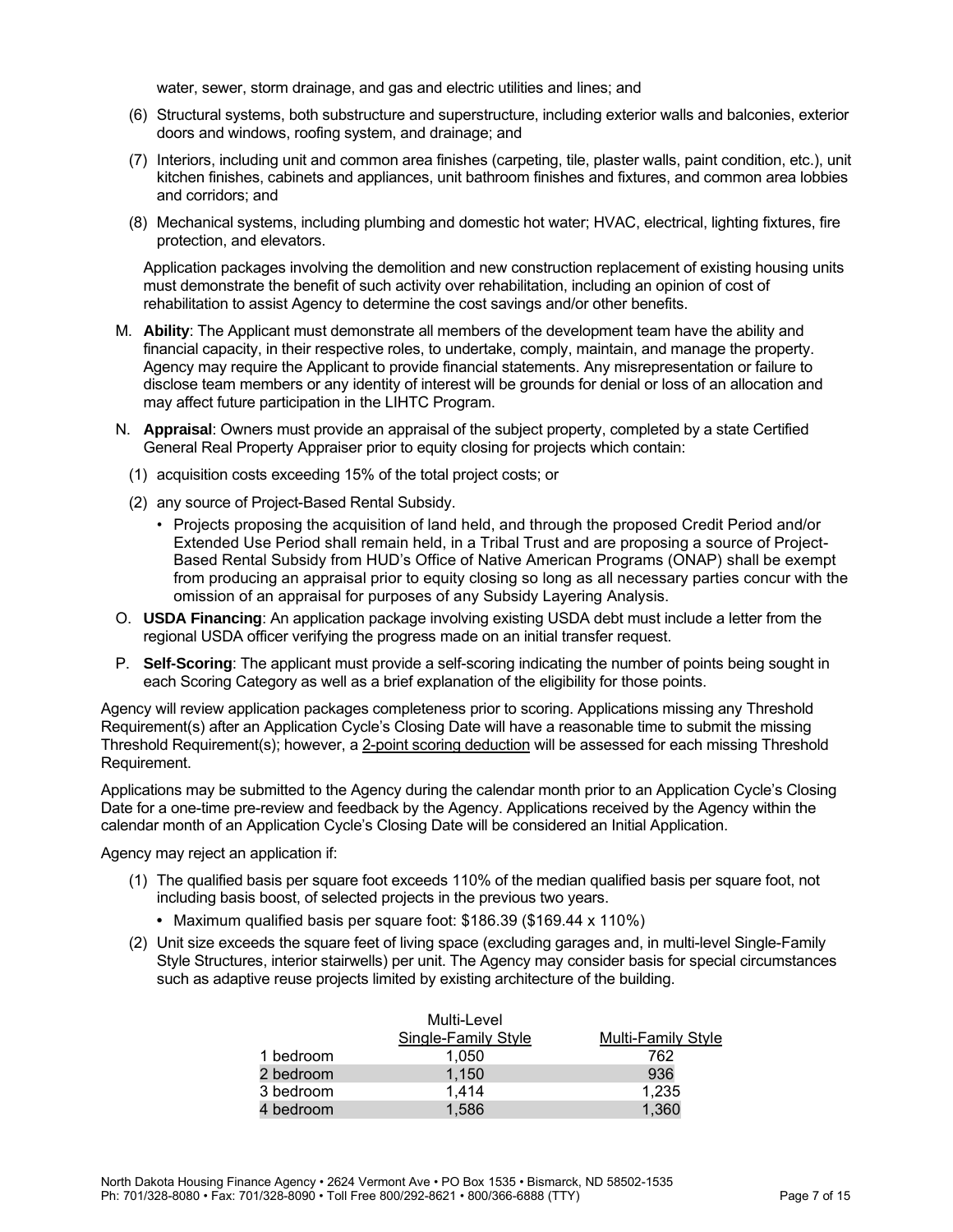water, sewer, storm drainage, and gas and electric utilities and lines; and

(6) Structural systems, both substructure and superstructure, including exterior walls and balconies, exterior doors and windows, roofing system, and drainage; and

(7) Interiors, including unit and common area finishes (carpeting, tile, plaster walls, paint condition, etc.), unit kitchen finishes, cabinets and appliances, unit bathroom finishes and fixtures, and common area lobbies and corridors; and

(8) Mechanical systems, including plumbing and domestic hot water; HVAC, electrical, lighting fixtures, fire protection, and elevators.

Application packages involving the demolition and new construction replacement of existing housing units must demonstrate the benefit of such activity over rehabilitation, including an opinion of cost of rehabilitation to assist Agency to determine the cost savings and/or other benefits.

M. **Ability**: The Applicant must demonstrate all members of the development team have the ability and financial capacity, in their respective roles, to undertake, comply, maintain, and manage the property. Agency may require the Applicant to provide financial statements. Any misrepresentation or failure to disclose team members or any identity of interest will be grounds for denial or loss of an allocation and may affect future participation in the LIHTC Program.

N. **Appraisal**: Owners must provide an appraisal of the subject property, completed by a state Certified General Real Property Appraiser prior to equity closing for projects which contain:

(1) acquisition costs exceeding 15% of the total project costs; or

(2) any source of Project-Based Rental Subsidy.

- Projects proposing the acquisition of land held, and through the proposed Credit Period and/or Extended Use Period shall remain held, in a Tribal Trust and are proposing a source of Project-Based Rental Subsidy from HUD's Office of Native American Programs (ONAP) shall be exempt from producing an appraisal prior to equity closing so long as all necessary parties concur with the omission of an appraisal for purposes of any Subsidy Layering Analysis.

O. **USDA Financing**: An application package involving existing USDA debt must include a letter from the regional USDA officer verifying the progress made on an initial transfer request.

P. **Self-Scoring**: The applicant must provide a self-scoring indicating the number of points being sought in each Scoring Category as well as a brief explanation of the eligibility for those points.

Agency will review application packages completeness prior to scoring. Applications missing any Threshold Requirement(s) after an Application Cycle's Closing Date will have a reasonable time to submit the missing Threshold Requirement(s); however, a 2-point scoring deduction will be assessed for each missing Threshold Requirement.

Applications may be submitted to the Agency during the calendar month prior to an Application Cycle's Closing Date for a one-time pre-review and feedback by the Agency. Applications received by the Agency within the calendar month of an Application Cycle's Closing Date will be considered an Initial Application.

Agency may reject an application if:

(1) The qualified basis per square foot exceeds 110% of the median qualified basis per square foot, not including basis boost, of selected projects in the previous two years.

- Maximum qualified basis per square foot: $186.39 ($169.44 x 110%)

(2) Unit size exceeds the square feet of living space (excluding garages and, in multi-level Single-Family Style Structures, interior stairwells) per unit. The Agency may consider basis for special circumstances such as adaptive reuse projects limited by existing architecture of the building.

| | Multi-Level Single-Family Style | Multi-Family Style |
|---|---|---|
| 1 bedroom | 1,050 | 762 |
| 2 bedroom | 1,150 | 936 |
| 3 bedroom | 1,414 | 1,235 |
| 4 bedroom | 1,586 | 1,360 |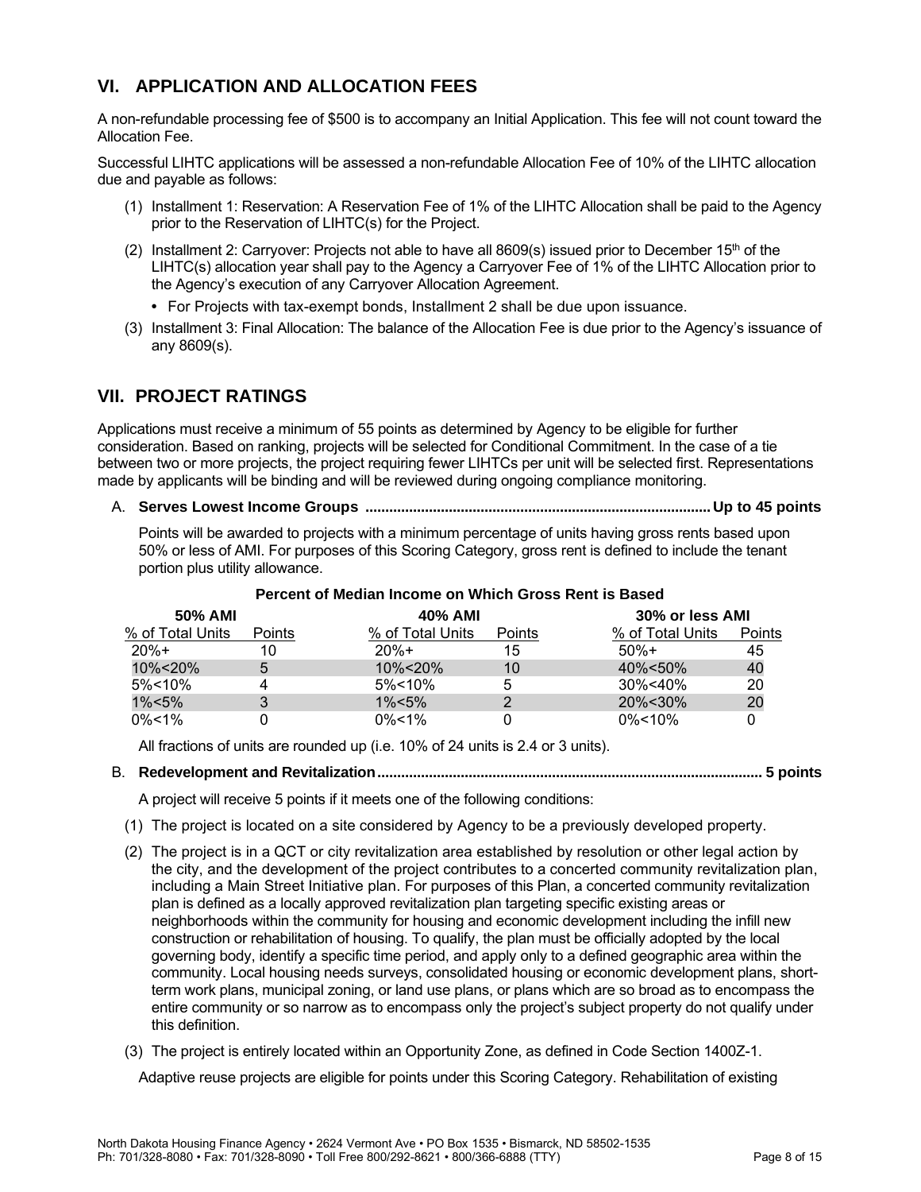## VI. APPLICATION AND ALLOCATION FEES

A non-refundable processing fee of $500 is to accompany an Initial Application. This fee will not count toward the Allocation Fee.

Successful LIHTC applications will be assessed a non-refundable Allocation Fee of 10% of the LIHTC allocation due and payable as follows:

(1) Installment 1: Reservation: A Reservation Fee of 1% of the LIHTC Allocation shall be paid to the Agency prior to the Reservation of LIHTC(s) for the Project.

(2) Installment 2: Carryover: Projects not able to have all 8609(s) issued prior to December 15th of the LIHTC(s) allocation year shall pay to the Agency a Carryover Fee of 1% of the LIHTC Allocation prior to the Agency's execution of any Carryover Allocation Agreement.

- For Projects with tax-exempt bonds, Installment 2 shall be due upon issuance.

(3) Installment 3: Final Allocation: The balance of the Allocation Fee is due prior to the Agency's issuance of any 8609(s).

## VII. PROJECT RATINGS

Applications must receive a minimum of 55 points as determined by Agency to be eligible for further consideration. Based on ranking, projects will be selected for Conditional Commitment. In the case of a tie between two or more projects, the project requiring fewer LIHTCs per unit will be selected first. Representations made by applicants will be binding and will be reviewed during ongoing compliance monitoring.

A. **Serves Lowest Income Groups ...................................................................................... Up to 45 points**

Points will be awarded to projects with a minimum percentage of units having gross rents based upon 50% or less of AMI. For purposes of this Scoring Category, gross rent is defined to include the tenant portion plus utility allowance.

**Percent of Median Income on Which Gross Rent is Based**

| 50% AMI | | 40% AMI | | 30% or less AMI | |
|---|---|---|---|---|---|
| % of Total Units | Points | % of Total Units | Points | % of Total Units | Points |
| 20%+ | 10 | 20%+ | 15 | 50%+ | 45 |
| 10%<20% | 5 | 10%<20% | 10 | 40%<50% | 40 |
| 5%<10% | 4 | 5%<10% | 5 | 30%<40% | 20 |
| 1%<5% | 3 | 1%<5% | 2 | 20%<30% | 20 |
| 0%<1% | 0 | 0%<1% | 0 | 0%<10% | 0 |

All fractions of units are rounded up (i.e. 10% of 24 units is 2.4 or 3 units).

B. **Redevelopment and Revitalization................................................................................................ 5 points**

A project will receive 5 points if it meets one of the following conditions:

(1) The project is located on a site considered by Agency to be a previously developed property.

(2) The project is in a QCT or city revitalization area established by resolution or other legal action by the city, and the development of the project contributes to a concerted community revitalization plan, including a Main Street Initiative plan. For purposes of this Plan, a concerted community revitalization plan is defined as a locally approved revitalization plan targeting specific existing areas or neighborhoods within the community for housing and economic development including the infill new construction or rehabilitation of housing. To qualify, the plan must be officially adopted by the local governing body, identify a specific time period, and apply only to a defined geographic area within the community. Local housing needs surveys, consolidated housing or economic development plans, short-term work plans, municipal zoning, or land use plans, or plans which are so broad as to encompass the entire community or so narrow as to encompass only the project's subject property do not qualify under this definition.

(3) The project is entirely located within an Opportunity Zone, as defined in Code Section 1400Z-1.

Adaptive reuse projects are eligible for points under this Scoring Category. Rehabilitation of existing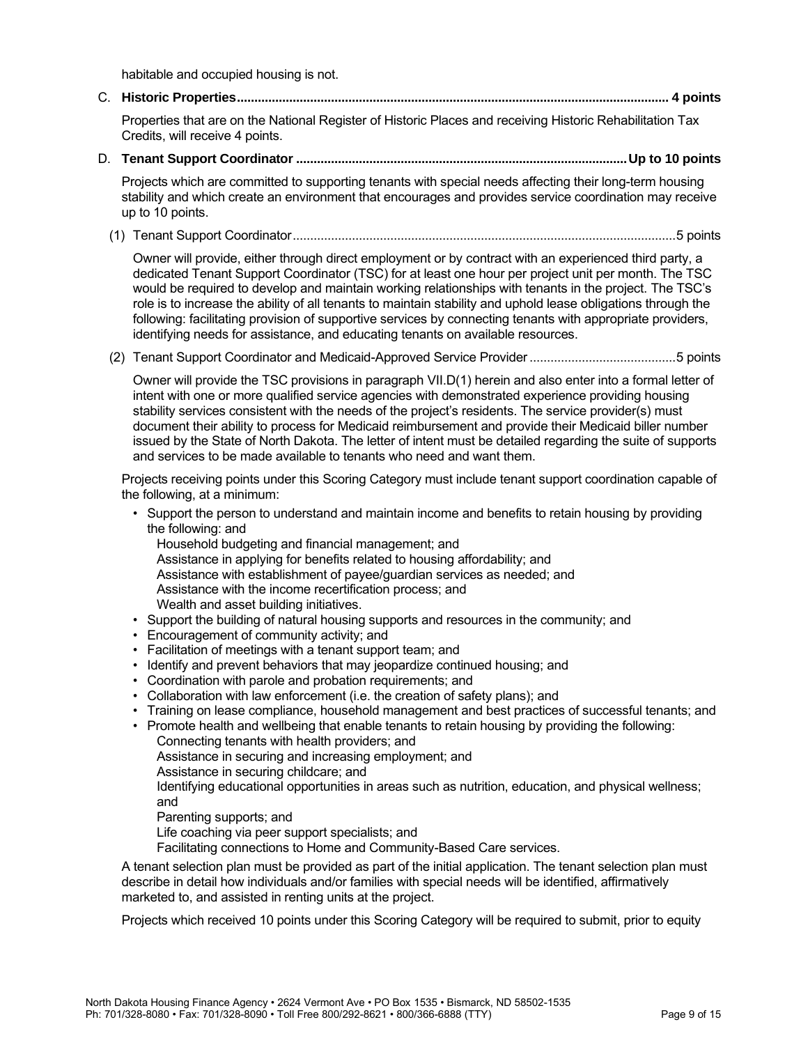habitable and occupied housing is not.

C. **Historic Properties.......................................................................................................................... 4 points**

Properties that are on the National Register of Historic Places and receiving Historic Rehabilitation Tax Credits, will receive 4 points.

D. **Tenant Support Coordinator .............................................................................................Up to 10 points**

Projects which are committed to supporting tenants with special needs affecting their long-term housing stability and which create an environment that encourages and provides service coordination may receive up to 10 points.

(1) Tenant Support Coordinator............................................................................................................5 points

Owner will provide, either through direct employment or by contract with an experienced third party, a dedicated Tenant Support Coordinator (TSC) for at least one hour per project unit per month. The TSC would be required to develop and maintain working relationships with tenants in the project. The TSC's role is to increase the ability of all tenants to maintain stability and uphold lease obligations through the following: facilitating provision of supportive services by connecting tenants with appropriate providers, identifying needs for assistance, and educating tenants on available resources.

(2) Tenant Support Coordinator and Medicaid-Approved Service Provider ..........................................5 points

Owner will provide the TSC provisions in paragraph VII.D(1) herein and also enter into a formal letter of intent with one or more qualified service agencies with demonstrated experience providing housing stability services consistent with the needs of the project's residents. The service provider(s) must document their ability to process for Medicaid reimbursement and provide their Medicaid biller number issued by the State of North Dakota. The letter of intent must be detailed regarding the suite of supports and services to be made available to tenants who need and want them.

Projects receiving points under this Scoring Category must include tenant support coordination capable of the following, at a minimum:

- Support the person to understand and maintain income and benefits to retain housing by providing the following: and
  - Household budgeting and financial management; and
  - Assistance in applying for benefits related to housing affordability; and
  - Assistance with establishment of payee/guardian services as needed; and
  - Assistance with the income recertification process; and
  - Wealth and asset building initiatives.
- Support the building of natural housing supports and resources in the community; and
- Encouragement of community activity; and
- Facilitation of meetings with a tenant support team; and
- Identify and prevent behaviors that may jeopardize continued housing; and
- Coordination with parole and probation requirements; and
- Collaboration with law enforcement (i.e. the creation of safety plans); and
- Training on lease compliance, household management and best practices of successful tenants; and
- Promote health and wellbeing that enable tenants to retain housing by providing the following:
  - Connecting tenants with health providers; and
  - Assistance in securing and increasing employment; and
  - Assistance in securing childcare; and
  - Identifying educational opportunities in areas such as nutrition, education, and physical wellness; and
  - Parenting supports; and
  - Life coaching via peer support specialists; and
  - Facilitating connections to Home and Community-Based Care services.

A tenant selection plan must be provided as part of the initial application. The tenant selection plan must describe in detail how individuals and/or families with special needs will be identified, affirmatively marketed to, and assisted in renting units at the project.

Projects which received 10 points under this Scoring Category will be required to submit, prior to equity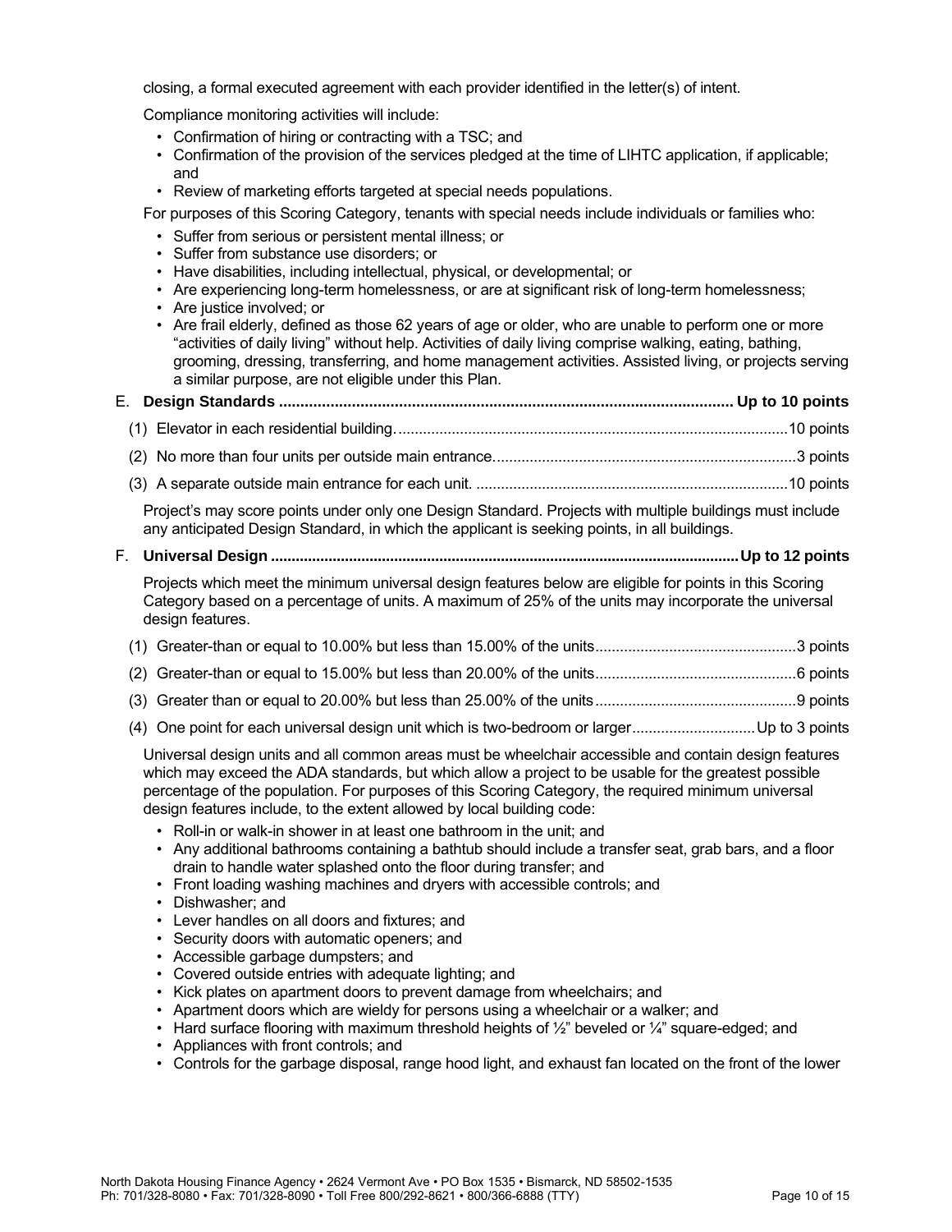closing, a formal executed agreement with each provider identified in the letter(s) of intent.

Compliance monitoring activities will include:

- Confirmation of hiring or contracting with a TSC; and
- Confirmation of the provision of the services pledged at the time of LIHTC application, if applicable; and
- Review of marketing efforts targeted at special needs populations.

For purposes of this Scoring Category, tenants with special needs include individuals or families who:

- Suffer from serious or persistent mental illness; or
- Suffer from substance use disorders; or
- Have disabilities, including intellectual, physical, or developmental; or
- Are experiencing long-term homelessness, or are at significant risk of long-term homelessness;
- Are justice involved; or
- Are frail elderly, defined as those 62 years of age or older, who are unable to perform one or more "activities of daily living" without help. Activities of daily living comprise walking, eating, bathing, grooming, dressing, transferring, and home management activities. Assisted living, or projects serving a similar purpose, are not eligible under this Plan.

E. **Design Standards .......................................................................................................... Up to 10 points**

(1) Elevator in each residential building. .............................................................................................10 points

(2) No more than four units per outside main entrance.........................................................................3 points

(3) A separate outside main entrance for each unit. ...........................................................................10 points

Project's may score points under only one Design Standard. Projects with multiple buildings must include any anticipated Design Standard, in which the applicant is seeking points, in all buildings.

F. **Universal Design ................................................................................................................Up to 12 points**

Projects which meet the minimum universal design features below are eligible for points in this Scoring Category based on a percentage of units. A maximum of 25% of the units may incorporate the universal design features.

(1) Greater-than or equal to 10.00% but less than 15.00% of the units................................................3 points

(2) Greater-than or equal to 15.00% but less than 20.00% of the units................................................6 points

(3) Greater than or equal to 20.00% but less than 25.00% of the units................................................9 points

(4) One point for each universal design unit which is two-bedroom or larger.............................Up to 3 points

Universal design units and all common areas must be wheelchair accessible and contain design features which may exceed the ADA standards, but which allow a project to be usable for the greatest possible percentage of the population. For purposes of this Scoring Category, the required minimum universal design features include, to the extent allowed by local building code:

- Roll-in or walk-in shower in at least one bathroom in the unit; and
- Any additional bathrooms containing a bathtub should include a transfer seat, grab bars, and a floor drain to handle water splashed onto the floor during transfer; and
- Front loading washing machines and dryers with accessible controls; and
- Dishwasher; and
- Lever handles on all doors and fixtures; and
- Security doors with automatic openers; and
- Accessible garbage dumpsters; and
- Covered outside entries with adequate lighting; and
- Kick plates on apartment doors to prevent damage from wheelchairs; and
- Apartment doors which are wieldy for persons using a wheelchair or a walker; and
- Hard surface flooring with maximum threshold heights of ½" beveled or ¼" square-edged; and
- Appliances with front controls; and
- Controls for the garbage disposal, range hood light, and exhaust fan located on the front of the lower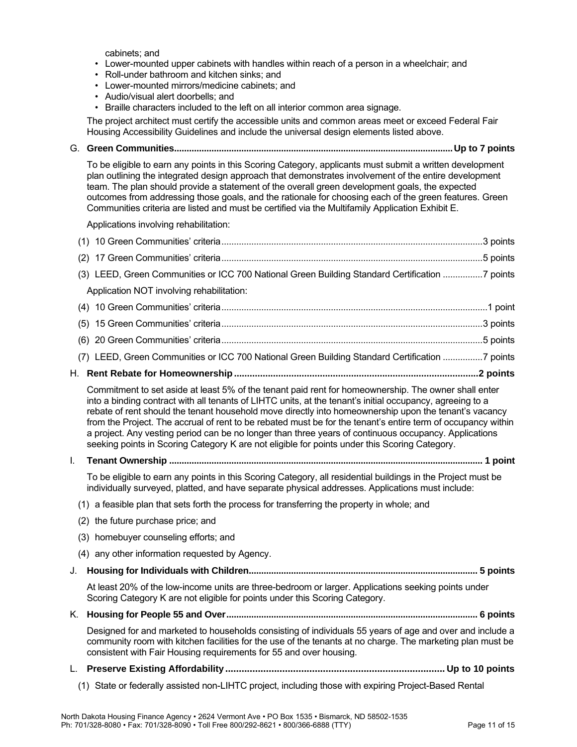cabinets; and

- Lower-mounted upper cabinets with handles within reach of a person in a wheelchair; and
- Roll-under bathroom and kitchen sinks; and
- Lower-mounted mirrors/medicine cabinets; and
- Audio/visual alert doorbells; and
- Braille characters included to the left on all interior common area signage.

The project architect must certify the accessible units and common areas meet or exceed Federal Fair Housing Accessibility Guidelines and include the universal design elements listed above.

G. **Green Communities...............................................................................................................Up to 7 points**

To be eligible to earn any points in this Scoring Category, applicants must submit a written development plan outlining the integrated design approach that demonstrates involvement of the entire development team. The plan should provide a statement of the overall green development goals, the expected outcomes from addressing those goals, and the rationale for choosing each of the green features. Green Communities criteria are listed and must be certified via the Multifamily Application Exhibit E.

Applications involving rehabilitation:

(1) 10 Green Communities' criteria........................................................................................................3 points

(2) 17 Green Communities' criteria........................................................................................................5 points

(3) LEED, Green Communities or ICC 700 National Green Building Standard Certification ................7 points

Application NOT involving rehabilitation:

(4) 10 Green Communities' criteria..........................................................................................................1 point

(5) 15 Green Communities' criteria........................................................................................................3 points

(6) 20 Green Communities' criteria........................................................................................................5 points

(7) LEED, Green Communities or ICC 700 National Green Building Standard Certification ................7 points

H. **Rent Rebate for Homeownership.............................................................................................2 points**

Commitment to set aside at least 5% of the tenant paid rent for homeownership. The owner shall enter into a binding contract with all tenants of LIHTC units, at the tenant's initial occupancy, agreeing to a rebate of rent should the tenant household move directly into homeownership upon the tenant's vacancy from the Project. The accrual of rent to be rebated must be for the tenant's entire term of occupancy within a project. Any vesting period can be no longer than three years of continuous occupancy. Applications seeking points in Scoring Category K are not eligible for points under this Scoring Category.

I. **Tenant Ownership ............................................................................................................................ 1 point**

To be eligible to earn any points in this Scoring Category, all residential buildings in the Project must be individually surveyed, platted, and have separate physical addresses. Applications must include:

(1) a feasible plan that sets forth the process for transferring the property in whole; and

(2) the future purchase price; and

(3) homebuyer counseling efforts; and

(4) any other information requested by Agency.

J. **Housing for Individuals with Children.......................................................................................... 5 points**

At least 20% of the low-income units are three-bedroom or larger. Applications seeking points under Scoring Category K are not eligible for points under this Scoring Category.

K. **Housing for People 55 and Over................................................................................................... 6 points**

Designed for and marketed to households consisting of individuals 55 years of age and over and include a community room with kitchen facilities for the use of the tenants at no charge. The marketing plan must be consistent with Fair Housing requirements for 55 and over housing.

L. **Preserve Existing Affordability.................................................................................Up to 10 points**

(1) State or federally assisted non-LIHTC project, including those with expiring Project-Based Rental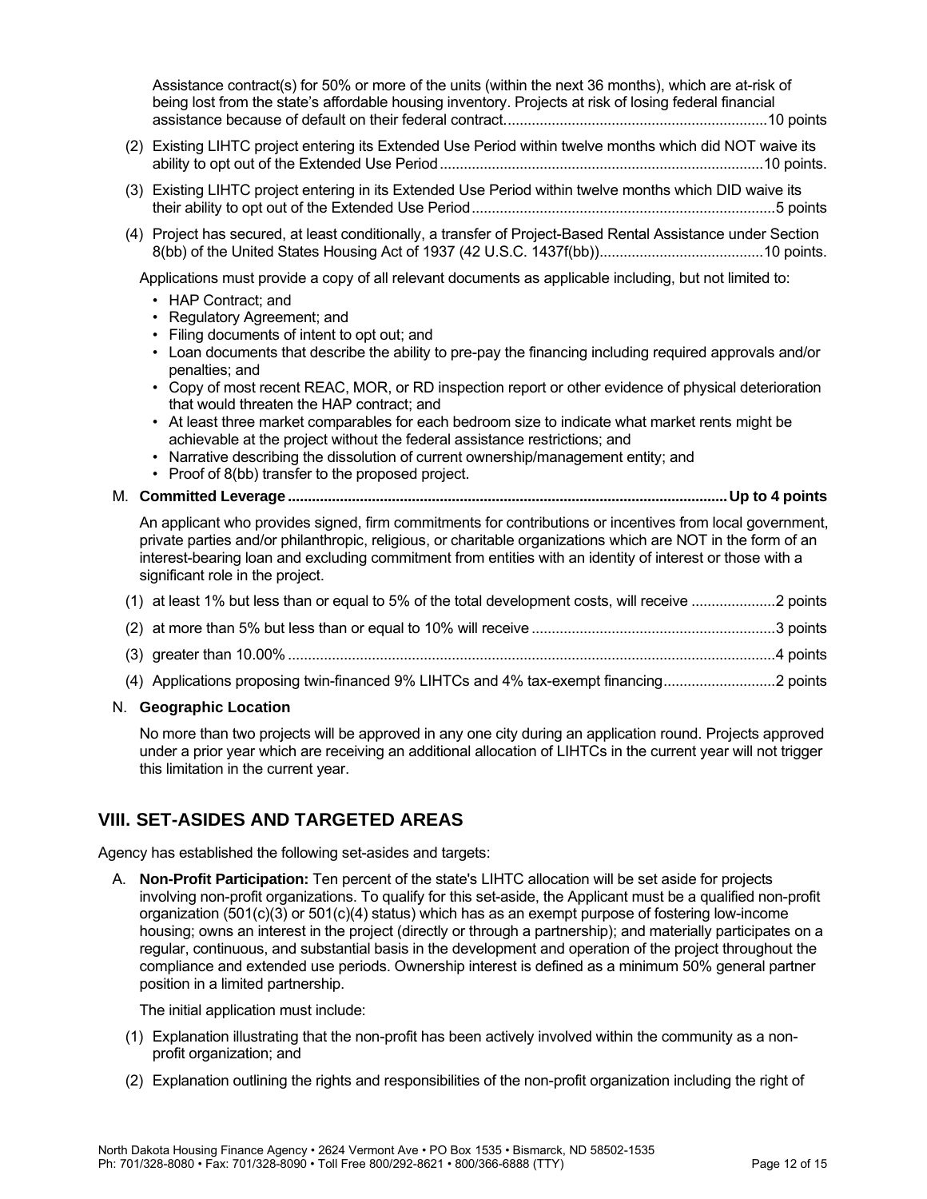Assistance contract(s) for 50% or more of the units (within the next 36 months), which are at-risk of being lost from the state's affordable housing inventory. Projects at risk of losing federal financial assistance because of default on their federal contract.................................................................10 points

(2) Existing LIHTC project entering its Extended Use Period within twelve months which did NOT waive its ability to opt out of the Extended Use Period................................................................................10 points.

(3) Existing LIHTC project entering in its Extended Use Period within twelve months which DID waive its their ability to opt out of the Extended Use Period...........................................................................5 points

(4) Project has secured, at least conditionally, a transfer of Project-Based Rental Assistance under Section 8(bb) of the United States Housing Act of 1937 (42 U.S.C. 1437f(bb)).........................................10 points.

Applications must provide a copy of all relevant documents as applicable including, but not limited to:

- HAP Contract; and
- Regulatory Agreement; and
- Filing documents of intent to opt out; and
- Loan documents that describe the ability to pre-pay the financing including required approvals and/or penalties; and
- Copy of most recent REAC, MOR, or RD inspection report or other evidence of physical deterioration that would threaten the HAP contract; and
- At least three market comparables for each bedroom size to indicate what market rents might be achievable at the project without the federal assistance restrictions; and
- Narrative describing the dissolution of current ownership/management entity; and
- Proof of 8(bb) transfer to the proposed project.

M. **Committed Leverage.............................................................................................................Up to 4 points**

An applicant who provides signed, firm commitments for contributions or incentives from local government, private parties and/or philanthropic, religious, or charitable organizations which are NOT in the form of an interest-bearing loan and excluding commitment from entities with an identity of interest or those with a significant role in the project.

(1) at least 1% but less than or equal to 5% of the total development costs, will receive .....................2 points

(2) at more than 5% but less than or equal to 10% will receive ............................................................3 points

(3) greater than 10.00% .........................................................................................................................4 points

(4) Applications proposing twin-financed 9% LIHTCs and 4% tax-exempt financing...........................2 points

N. **Geographic Location**

No more than two projects will be approved in any one city during an application round. Projects approved under a prior year which are receiving an additional allocation of LIHTCs in the current year will not trigger this limitation in the current year.

## VIII. SET-ASIDES AND TARGETED AREAS

Agency has established the following set-asides and targets:

A. **Non-Profit Participation:** Ten percent of the state's LIHTC allocation will be set aside for projects involving non-profit organizations. To qualify for this set-aside, the Applicant must be a qualified non-profit organization (501(c)(3) or 501(c)(4) status) which has as an exempt purpose of fostering low-income housing; owns an interest in the project (directly or through a partnership); and materially participates on a regular, continuous, and substantial basis in the development and operation of the project throughout the compliance and extended use periods. Ownership interest is defined as a minimum 50% general partner position in a limited partnership.

The initial application must include:

(1) Explanation illustrating that the non-profit has been actively involved within the community as a non-profit organization; and

(2) Explanation outlining the rights and responsibilities of the non-profit organization including the right of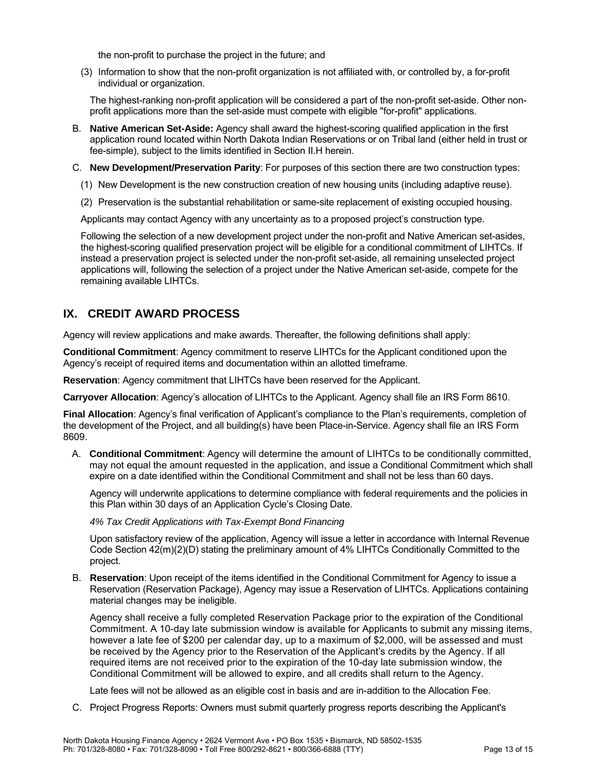the non-profit to purchase the project in the future; and

(3) Information to show that the non-profit organization is not affiliated with, or controlled by, a for-profit individual or organization.

The highest-ranking non-profit application will be considered a part of the non-profit set-aside. Other non-profit applications more than the set-aside must compete with eligible "for-profit" applications.

B. **Native American Set-Aside:** Agency shall award the highest-scoring qualified application in the first application round located within North Dakota Indian Reservations or on Tribal land (either held in trust or fee-simple), subject to the limits identified in Section II.H herein.

C. **New Development/Preservation Parity**: For purposes of this section there are two construction types:

(1) New Development is the new construction creation of new housing units (including adaptive reuse).

(2) Preservation is the substantial rehabilitation or same-site replacement of existing occupied housing.

Applicants may contact Agency with any uncertainty as to a proposed project's construction type.

Following the selection of a new development project under the non-profit and Native American set-asides, the highest-scoring qualified preservation project will be eligible for a conditional commitment of LIHTCs. If instead a preservation project is selected under the non-profit set-aside, all remaining unselected project applications will, following the selection of a project under the Native American set-aside, compete for the remaining available LIHTCs.

## IX. CREDIT AWARD PROCESS

Agency will review applications and make awards. Thereafter, the following definitions shall apply:

**Conditional Commitment**: Agency commitment to reserve LIHTCs for the Applicant conditioned upon the Agency's receipt of required items and documentation within an allotted timeframe.

**Reservation**: Agency commitment that LIHTCs have been reserved for the Applicant.

**Carryover Allocation**: Agency's allocation of LIHTCs to the Applicant. Agency shall file an IRS Form 8610.

**Final Allocation**: Agency's final verification of Applicant's compliance to the Plan's requirements, completion of the development of the Project, and all building(s) have been Place-in-Service. Agency shall file an IRS Form 8609.

A. **Conditional Commitment**: Agency will determine the amount of LIHTCs to be conditionally committed, may not equal the amount requested in the application, and issue a Conditional Commitment which shall expire on a date identified within the Conditional Commitment and shall not be less than 60 days.

Agency will underwrite applications to determine compliance with federal requirements and the policies in this Plan within 30 days of an Application Cycle's Closing Date.

*4% Tax Credit Applications with Tax-Exempt Bond Financing*

Upon satisfactory review of the application, Agency will issue a letter in accordance with Internal Revenue Code Section 42(m)(2)(D) stating the preliminary amount of 4% LIHTCs Conditionally Committed to the project.

B. **Reservation**: Upon receipt of the items identified in the Conditional Commitment for Agency to issue a Reservation (Reservation Package), Agency may issue a Reservation of LIHTCs. Applications containing material changes may be ineligible.

Agency shall receive a fully completed Reservation Package prior to the expiration of the Conditional Commitment. A 10-day late submission window is available for Applicants to submit any missing items, however a late fee of $200 per calendar day, up to a maximum of $2,000, will be assessed and must be received by the Agency prior to the Reservation of the Applicant's credits by the Agency. If all required items are not received prior to the expiration of the 10-day late submission window, the Conditional Commitment will be allowed to expire, and all credits shall return to the Agency.

Late fees will not be allowed as an eligible cost in basis and are in-addition to the Allocation Fee.

C. Project Progress Reports: Owners must submit quarterly progress reports describing the Applicant's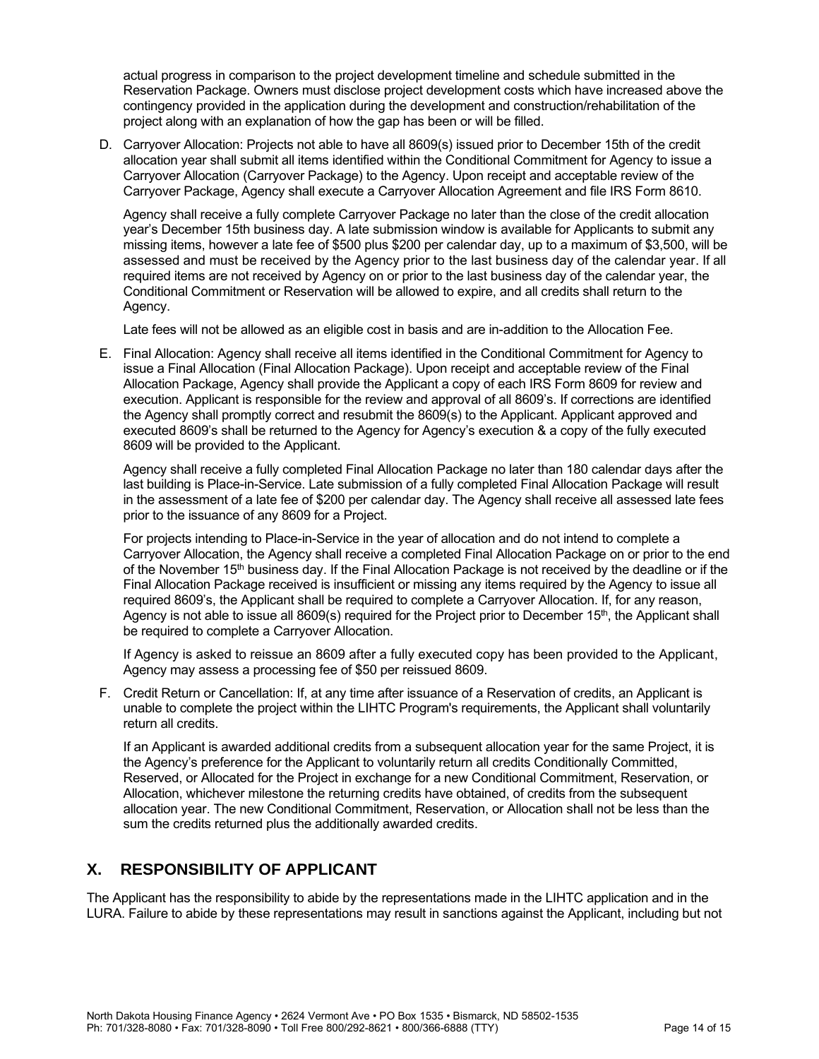actual progress in comparison to the project development timeline and schedule submitted in the Reservation Package. Owners must disclose project development costs which have increased above the contingency provided in the application during the development and construction/rehabilitation of the project along with an explanation of how the gap has been or will be filled.

D. Carryover Allocation: Projects not able to have all 8609(s) issued prior to December 15th of the credit allocation year shall submit all items identified within the Conditional Commitment for Agency to issue a Carryover Allocation (Carryover Package) to the Agency. Upon receipt and acceptable review of the Carryover Package, Agency shall execute a Carryover Allocation Agreement and file IRS Form 8610.

   Agency shall receive a fully complete Carryover Package no later than the close of the credit allocation year's December 15th business day. A late submission window is available for Applicants to submit any missing items, however a late fee of $500 plus $200 per calendar day, up to a maximum of $3,500, will be assessed and must be received by the Agency prior to the last business day of the calendar year. If all required items are not received by Agency on or prior to the last business day of the calendar year, the Conditional Commitment or Reservation will be allowed to expire, and all credits shall return to the Agency.

   Late fees will not be allowed as an eligible cost in basis and are in-addition to the Allocation Fee.

E. Final Allocation: Agency shall receive all items identified in the Conditional Commitment for Agency to issue a Final Allocation (Final Allocation Package). Upon receipt and acceptable review of the Final Allocation Package, Agency shall provide the Applicant a copy of each IRS Form 8609 for review and execution. Applicant is responsible for the review and approval of all 8609's. If corrections are identified the Agency shall promptly correct and resubmit the 8609(s) to the Applicant. Applicant approved and executed 8609's shall be returned to the Agency for Agency's execution & a copy of the fully executed 8609 will be provided to the Applicant.

   Agency shall receive a fully completed Final Allocation Package no later than 180 calendar days after the last building is Place-in-Service. Late submission of a fully completed Final Allocation Package will result in the assessment of a late fee of $200 per calendar day. The Agency shall receive all assessed late fees prior to the issuance of any 8609 for a Project.

   For projects intending to Place-in-Service in the year of allocation and do not intend to complete a Carryover Allocation, the Agency shall receive a completed Final Allocation Package on or prior to the end of the November 15th business day. If the Final Allocation Package is not received by the deadline or if the Final Allocation Package received is insufficient or missing any items required by the Agency to issue all required 8609's, the Applicant shall be required to complete a Carryover Allocation. If, for any reason, Agency is not able to issue all 8609(s) required for the Project prior to December 15th, the Applicant shall be required to complete a Carryover Allocation.

   If Agency is asked to reissue an 8609 after a fully executed copy has been provided to the Applicant, Agency may assess a processing fee of $50 per reissued 8609.

F. Credit Return or Cancellation: If, at any time after issuance of a Reservation of credits, an Applicant is unable to complete the project within the LIHTC Program's requirements, the Applicant shall voluntarily return all credits.

   If an Applicant is awarded additional credits from a subsequent allocation year for the same Project, it is the Agency's preference for the Applicant to voluntarily return all credits Conditionally Committed, Reserved, or Allocated for the Project in exchange for a new Conditional Commitment, Reservation, or Allocation, whichever milestone the returning credits have obtained, of credits from the subsequent allocation year. The new Conditional Commitment, Reservation, or Allocation shall not be less than the sum the credits returned plus the additionally awarded credits.

## X. RESPONSIBILITY OF APPLICANT

The Applicant has the responsibility to abide by the representations made in the LIHTC application and in the LURA. Failure to abide by these representations may result in sanctions against the Applicant, including but not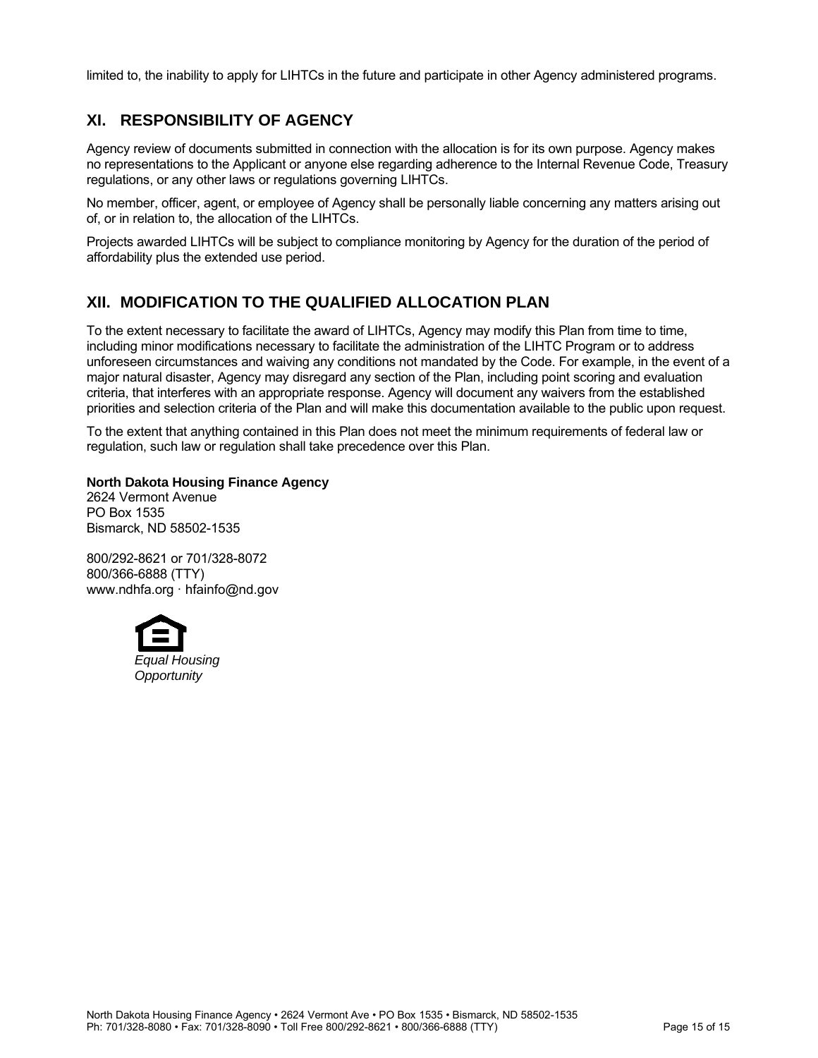limited to, the inability to apply for LIHTCs in the future and participate in other Agency administered programs.

## XI. RESPONSIBILITY OF AGENCY

Agency review of documents submitted in connection with the allocation is for its own purpose. Agency makes no representations to the Applicant or anyone else regarding adherence to the Internal Revenue Code, Treasury regulations, or any other laws or regulations governing LIHTCs.

No member, officer, agent, or employee of Agency shall be personally liable concerning any matters arising out of, or in relation to, the allocation of the LIHTCs.

Projects awarded LIHTCs will be subject to compliance monitoring by Agency for the duration of the period of affordability plus the extended use period.

## XII. MODIFICATION TO THE QUALIFIED ALLOCATION PLAN

To the extent necessary to facilitate the award of LIHTCs, Agency may modify this Plan from time to time, including minor modifications necessary to facilitate the administration of the LIHTC Program or to address unforeseen circumstances and waiving any conditions not mandated by the Code. For example, in the event of a major natural disaster, Agency may disregard any section of the Plan, including point scoring and evaluation criteria, that interferes with an appropriate response. Agency will document any waivers from the established priorities and selection criteria of the Plan and will make this documentation available to the public upon request.

To the extent that anything contained in this Plan does not meet the minimum requirements of federal law or regulation, such law or regulation shall take precedence over this Plan.

**North Dakota Housing Finance Agency**
2624 Vermont Avenue
PO Box 1535
Bismarck, ND 58502-1535

800/292-8621 or 701/328-8072
800/366-6888 (TTY)
www.ndhfa.org · hfainfo@nd.gov

*Equal Housing Opportunity*